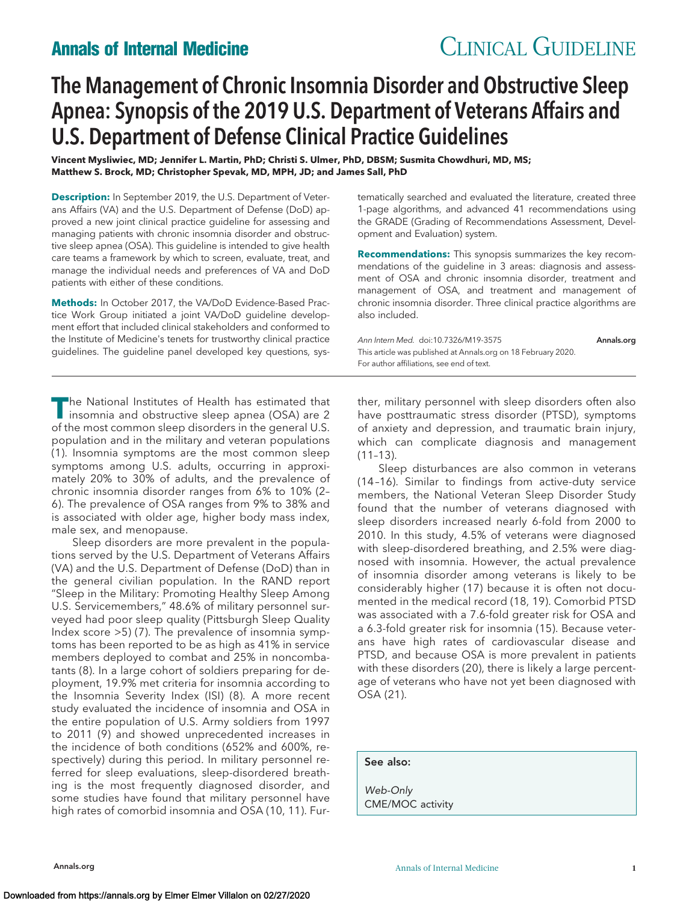# The Management of Chronic Insomnia Disorder and Obstructive Sleep Apnea: Synopsis of the 2019 U.S. Department of Veterans Affairs and U.S. Department of Defense Clinical Practice Guidelines

**Vincent Mysliwiec, MD; Jennifer L. Martin, PhD; Christi S. Ulmer, PhD, DBSM; Susmita Chowdhuri, MD, MS; Matthew S. Brock, MD; Christopher Spevak, MD, MPH, JD; and James Sall, PhD**

**Description:** In September 2019, the U.S. Department of Veterans Affairs (VA) and the U.S. Department of Defense (DoD) approved a new joint clinical practice guideline for assessing and managing patients with chronic insomnia disorder and obstructive sleep apnea (OSA). This guideline is intended to give health care teams a framework by which to screen, evaluate, treat, and manage the individual needs and preferences of VA and DoD patients with either of these conditions.

**Methods:** In October 2017, the VA/DoD Evidence-Based Practice Work Group initiated a joint VA/DoD guideline development effort that included clinical stakeholders and conformed to the Institute of Medicine's tenets for trustworthy clinical practice guidelines. The guideline panel developed key questions, systematically searched and evaluated the literature, created three 1-page algorithms, and advanced 41 recommendations using the GRADE (Grading of Recommendations Assessment, Development and Evaluation) system.

**Recommendations:** This synopsis summarizes the key recommendations of the guideline in 3 areas: diagnosis and assessment of OSA and chronic insomnia disorder, treatment and management of OSA, and treatment and management of chronic insomnia disorder. Three clinical practice algorithms are also included.

*Ann Intern Med.* doi:10.7326/M19-3575 Annals.org

This article was published at Annals.org on 18 February 2020.

For author affiliations, see end of text.

The National Institutes of Health has estimated that insomnia and obstructive sleep apnea (OSA) are 2 of the most common sleep disorders in the general U.S. population and in the military and veteran populations (1). Insomnia symptoms are the most common sleep symptoms among U.S. adults, occurring in approximately 20% to 30% of adults, and the prevalence of chronic insomnia disorder ranges from 6% to 10% (2–6). The prevalence of OSA ranges from 9% to 38% and is associated with older age, higher body mass index, male sex, and menopause.

Sleep disorders are more prevalent in the populations served by the U.S. Department of Veterans Affairs (VA) and the U.S. Department of Defense (DoD) than in the general civilian population. In the RAND report "Sleep in the Military: Promoting Healthy Sleep Among U.S. Servicemembers," 48.6% of military personnel surveyed had poor sleep quality (Pittsburgh Sleep Quality Index score >5) (7). The prevalence of insomnia symptoms has been reported to be as high as 41% in service members deployed to combat and 25% in noncombatants (8). In a large cohort of soldiers preparing for deployment, 19.9% met criteria for insomnia according to the Insomnia Severity Index (ISI) (8). A more recent study evaluated the incidence of insomnia and OSA in the entire population of U.S. Army soldiers from 1997 to 2011 (9) and showed unprecedented increases in the incidence of both conditions (652% and 600%, respectively) during this period. In military personnel referred for sleep evaluations, sleep-disordered breathing is the most frequently diagnosed disorder, and some studies have found that military personnel have high rates of comorbid insomnia and OSA (10, 11). Further, military personnel with sleep disorders often also have posttraumatic stress disorder (PTSD), symptoms of anxiety and depression, and traumatic brain injury, which can complicate diagnosis and management (11–13).

Sleep disturbances are also common in veterans (14–16). Similar to findings from active-duty service members, the National Veteran Sleep Disorder Study found that the number of veterans diagnosed with sleep disorders increased nearly 6-fold from 2000 to 2010. In this study, 4.5% of veterans were diagnosed with sleep-disordered breathing, and 2.5% were diagnosed with insomnia. However, the actual prevalence of insomnia disorder among veterans is likely to be considerably higher (17) because it is often not documented in the medical record (18, 19). Comorbid PTSD was associated with a 7.6-fold greater risk for OSA and a 6.3-fold greater risk for insomnia (15). Because veterans have high rates of cardiovascular disease and PTSD, and because OSA is more prevalent in patients with these disorders (20), there is likely a large percentage of veterans who have not yet been diagnosed with OSA (21).

**See also:**

*Web-Only*
CME/MOC activity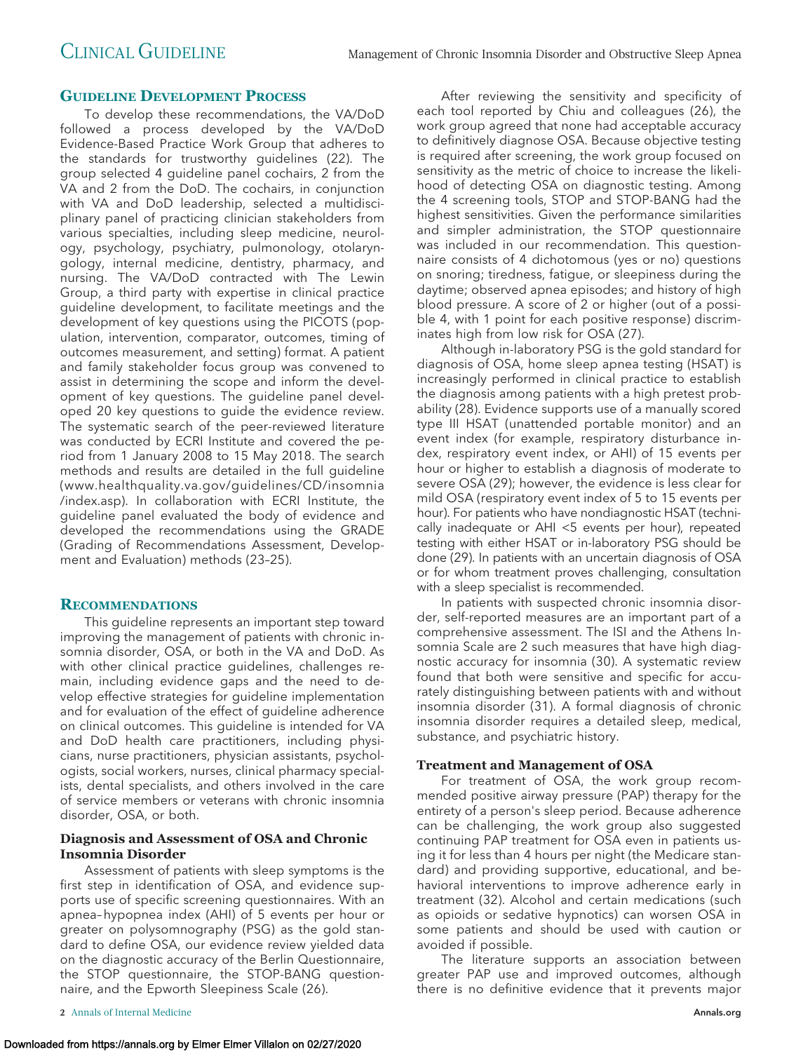## Guideline Development Process

To develop these recommendations, the VA/DoD followed a process developed by the VA/DoD Evidence-Based Practice Work Group that adheres to the standards for trustworthy guidelines (22). The group selected 4 guideline panel cochairs, 2 from the VA and 2 from the DoD. The cochairs, in conjunction with VA and DoD leadership, selected a multidisciplinary panel of practicing clinician stakeholders from various specialties, including sleep medicine, neurology, psychology, psychiatry, pulmonology, otolaryngology, internal medicine, dentistry, pharmacy, and nursing. The VA/DoD contracted with The Lewin Group, a third party with expertise in clinical practice guideline development, to facilitate meetings and the development of key questions using the PICOTS (population, intervention, comparator, outcomes, timing of outcomes measurement, and setting) format. A patient and family stakeholder focus group was convened to assist in determining the scope and inform the development of key questions. The guideline panel developed 20 key questions to guide the evidence review. The systematic search of the peer-reviewed literature was conducted by ECRI Institute and covered the period from 1 January 2008 to 15 May 2018. The search methods and results are detailed in the full guideline (www.healthquality.va.gov/guidelines/CD/insomnia/index.asp). In collaboration with ECRI Institute, the guideline panel evaluated the body of evidence and developed the recommendations using the GRADE (Grading of Recommendations Assessment, Development and Evaluation) methods (23–25).

## Recommendations

This guideline represents an important step toward improving the management of patients with chronic insomnia disorder, OSA, or both in the VA and DoD. As with other clinical practice guidelines, challenges remain, including evidence gaps and the need to develop effective strategies for guideline implementation and for evaluation of the effect of guideline adherence on clinical outcomes. This guideline is intended for VA and DoD health care practitioners, including physicians, nurse practitioners, physician assistants, psychologists, social workers, nurses, clinical pharmacy specialists, dental specialists, and others involved in the care of service members or veterans with chronic insomnia disorder, OSA, or both.

### Diagnosis and Assessment of OSA and Chronic Insomnia Disorder

Assessment of patients with sleep symptoms is the first step in identification of OSA, and evidence supports use of specific screening questionnaires. With an apnea–hypopnea index (AHI) of 5 events per hour or greater on polysomnography (PSG) as the gold standard to define OSA, our evidence review yielded data on the diagnostic accuracy of the Berlin Questionnaire, the STOP questionnaire, the STOP-BANG questionnaire, and the Epworth Sleepiness Scale (26).

After reviewing the sensitivity and specificity of each tool reported by Chiu and colleagues (26), the work group agreed that none had acceptable accuracy to definitively diagnose OSA. Because objective testing is required after screening, the work group focused on sensitivity as the metric of choice to increase the likelihood of detecting OSA on diagnostic testing. Among the 4 screening tools, STOP and STOP-BANG had the highest sensitivities. Given the performance similarities and simpler administration, the STOP questionnaire was included in our recommendation. This questionnaire consists of 4 dichotomous (yes or no) questions on snoring; tiredness, fatigue, or sleepiness during the daytime; observed apnea episodes; and history of high blood pressure. A score of 2 or higher (out of a possible 4, with 1 point for each positive response) discriminates high from low risk for OSA (27).

Although in-laboratory PSG is the gold standard for diagnosis of OSA, home sleep apnea testing (HSAT) is increasingly performed in clinical practice to establish the diagnosis among patients with a high pretest probability (28). Evidence supports use of a manually scored type III HSAT (unattended portable monitor) and an event index (for example, respiratory disturbance index, respiratory event index, or AHI) of 15 events per hour or higher to establish a diagnosis of moderate to severe OSA (29); however, the evidence is less clear for mild OSA (respiratory event index of 5 to 15 events per hour). For patients who have nondiagnostic HSAT (technically inadequate or AHI <5 events per hour), repeated testing with either HSAT or in-laboratory PSG should be done (29). In patients with an uncertain diagnosis of OSA or for whom treatment proves challenging, consultation with a sleep specialist is recommended.

In patients with suspected chronic insomnia disorder, self-reported measures are an important part of a comprehensive assessment. The ISI and the Athens Insomnia Scale are 2 such measures that have high diagnostic accuracy for insomnia (30). A systematic review found that both were sensitive and specific for accurately distinguishing between patients with and without insomnia disorder (31). A formal diagnosis of chronic insomnia disorder requires a detailed sleep, medical, substance, and psychiatric history.

### Treatment and Management of OSA

For treatment of OSA, the work group recommended positive airway pressure (PAP) therapy for the entirety of a person's sleep period. Because adherence can be challenging, the work group also suggested continuing PAP treatment for OSA even in patients using it for less than 4 hours per night (the Medicare standard) and providing supportive, educational, and behavioral interventions to improve adherence early in treatment (32). Alcohol and certain medications (such as opioids or sedative hypnotics) can worsen OSA in some patients and should be used with caution or avoided if possible.

The literature supports an association between greater PAP use and improved outcomes, although there is no definitive evidence that it prevents major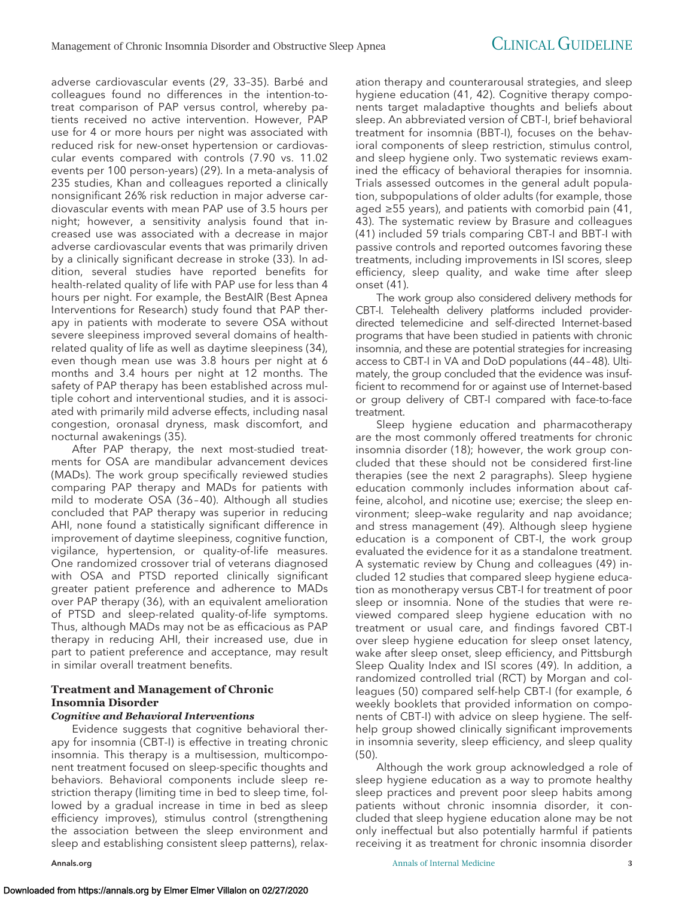adverse cardiovascular events (29, 33–35). Barbé and colleagues found no differences in the intention-to-treat comparison of PAP versus control, whereby patients received no active intervention. However, PAP use for 4 or more hours per night was associated with reduced risk for new-onset hypertension or cardiovascular events compared with controls (7.90 vs. 11.02 events per 100 person-years) (29). In a meta-analysis of 235 studies, Khan and colleagues reported a clinically nonsignificant 26% risk reduction in major adverse cardiovascular events with mean PAP use of 3.5 hours per night; however, a sensitivity analysis found that increased use was associated with a decrease in major adverse cardiovascular events that was primarily driven by a clinically significant decrease in stroke (33). In addition, several studies have reported benefits for health-related quality of life with PAP use for less than 4 hours per night. For example, the BestAIR (Best Apnea Interventions for Research) study found that PAP therapy in patients with moderate to severe OSA without severe sleepiness improved several domains of health-related quality of life as well as daytime sleepiness (34), even though mean use was 3.8 hours per night at 6 months and 3.4 hours per night at 12 months. The safety of PAP therapy has been established across multiple cohort and interventional studies, and it is associated with primarily mild adverse effects, including nasal congestion, oronasal dryness, mask discomfort, and nocturnal awakenings (35).

After PAP therapy, the next most-studied treatments for OSA are mandibular advancement devices (MADs). The work group specifically reviewed studies comparing PAP therapy and MADs for patients with mild to moderate OSA (36–40). Although all studies concluded that PAP therapy was superior in reducing AHI, none found a statistically significant difference in improvement of daytime sleepiness, cognitive function, vigilance, hypertension, or quality-of-life measures. One randomized crossover trial of veterans diagnosed with OSA and PTSD reported clinically significant greater patient preference and adherence to MADs over PAP therapy (36), with an equivalent amelioration of PTSD and sleep-related quality-of-life symptoms. Thus, although MADs may not be as efficacious as PAP therapy in reducing AHI, their increased use, due in part to patient preference and acceptance, may result in similar overall treatment benefits.

## Treatment and Management of Chronic Insomnia Disorder

### *Cognitive and Behavioral Interventions*

Evidence suggests that cognitive behavioral therapy for insomnia (CBT-I) is effective in treating chronic insomnia. This therapy is a multisession, multicomponent treatment focused on sleep-specific thoughts and behaviors. Behavioral components include sleep restriction therapy (limiting time in bed to sleep time, followed by a gradual increase in time in bed as sleep efficiency improves), stimulus control (strengthening the association between the sleep environment and sleep and establishing consistent sleep patterns), relaxation therapy and counterarousal strategies, and sleep hygiene education (41, 42). Cognitive therapy components target maladaptive thoughts and beliefs about sleep. An abbreviated version of CBT-I, brief behavioral treatment for insomnia (BBT-I), focuses on the behavioral components of sleep restriction, stimulus control, and sleep hygiene only. Two systematic reviews examined the efficacy of behavioral therapies for insomnia. Trials assessed outcomes in the general adult population, subpopulations of older adults (for example, those aged ≥55 years), and patients with comorbid pain (41, 43). The systematic review by Brasure and colleagues (41) included 59 trials comparing CBT-I and BBT-I with passive controls and reported outcomes favoring these treatments, including improvements in ISI scores, sleep efficiency, sleep quality, and wake time after sleep onset (41).

The work group also considered delivery methods for CBT-I. Telehealth delivery platforms included provider-directed telemedicine and self-directed Internet-based programs that have been studied in patients with chronic insomnia, and these are potential strategies for increasing access to CBT-I in VA and DoD populations (44–48). Ultimately, the group concluded that the evidence was insufficient to recommend for or against use of Internet-based or group delivery of CBT-I compared with face-to-face treatment.

Sleep hygiene education and pharmacotherapy are the most commonly offered treatments for chronic insomnia disorder (18); however, the work group concluded that these should not be considered first-line therapies (see the next 2 paragraphs). Sleep hygiene education commonly includes information about caffeine, alcohol, and nicotine use; exercise; the sleep environment; sleep–wake regularity and nap avoidance; and stress management (49). Although sleep hygiene education is a component of CBT-I, the work group evaluated the evidence for it as a standalone treatment. A systematic review by Chung and colleagues (49) included 12 studies that compared sleep hygiene education as monotherapy versus CBT-I for treatment of poor sleep or insomnia. None of the studies that were reviewed compared sleep hygiene education with no treatment or usual care, and findings favored CBT-I over sleep hygiene education for sleep onset latency, wake after sleep onset, sleep efficiency, and Pittsburgh Sleep Quality Index and ISI scores (49). In addition, a randomized controlled trial (RCT) by Morgan and colleagues (50) compared self-help CBT-I (for example, 6 weekly booklets that provided information on components of CBT-I) with advice on sleep hygiene. The self-help group showed clinically significant improvements in insomnia severity, sleep efficiency, and sleep quality (50).

Although the work group acknowledged a role of sleep hygiene education as a way to promote healthy sleep practices and prevent poor sleep habits among patients without chronic insomnia disorder, it concluded that sleep hygiene education alone may be not only ineffectual but also potentially harmful if patients receiving it as treatment for chronic insomnia disorder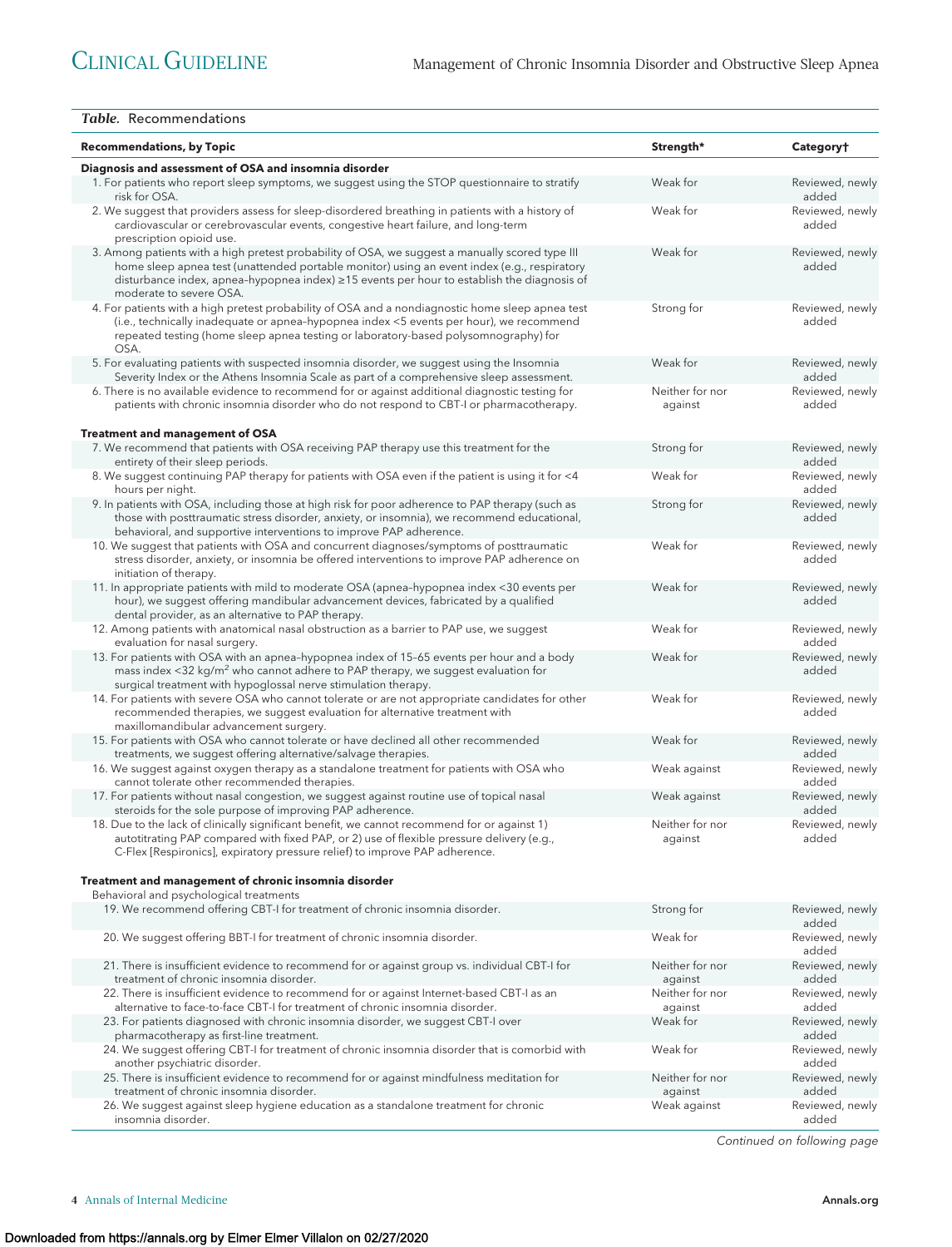**Table.** Recommendations

| Recommendations, by Topic | Strength* | Category† |
|---|---|---|
| **Diagnosis and assessment of OSA and insomnia disorder** | | |
| 1. For patients who report sleep symptoms, we suggest using the STOP questionnaire to stratify risk for OSA. | Weak for | Reviewed, newly added |
| 2. We suggest that providers assess for sleep-disordered breathing in patients with a history of cardiovascular or cerebrovascular events, congestive heart failure, and long-term prescription opioid use. | Weak for | Reviewed, newly added |
| 3. Among patients with a high pretest probability of OSA, we suggest a manually scored type III home sleep apnea test (unattended portable monitor) using an event index (e.g., respiratory disturbance index, apnea–hypopnea index) ≥15 events per hour to establish the diagnosis of moderate to severe OSA. | Weak for | Reviewed, newly added |
| 4. For patients with a high pretest probability of OSA and a nondiagnostic home sleep apnea test (i.e., technically inadequate or apnea–hypopnea index <5 events per hour), we recommend repeated testing (home sleep apnea testing or laboratory-based polysomnography) for OSA. | Strong for | Reviewed, newly added |
| 5. For evaluating patients with suspected insomnia disorder, we suggest using the Insomnia Severity Index or the Athens Insomnia Scale as part of a comprehensive sleep assessment. | Weak for | Reviewed, newly added |
| 6. There is no available evidence to recommend for or against additional diagnostic testing for patients with chronic insomnia disorder who do not respond to CBT-I or pharmacotherapy. | Neither for nor against | Reviewed, newly added |
| **Treatment and management of OSA** | | |
| 7. We recommend that patients with OSA receiving PAP therapy use this treatment for the entirety of their sleep periods. | Strong for | Reviewed, newly added |
| 8. We suggest continuing PAP therapy for patients with OSA even if the patient is using it for <4 hours per night. | Weak for | Reviewed, newly added |
| 9. In patients with OSA, including those at high risk for poor adherence to PAP therapy (such as those with posttraumatic stress disorder, anxiety, or insomnia), we recommend educational, behavioral, and supportive interventions to improve PAP adherence. | Strong for | Reviewed, newly added |
| 10. We suggest that patients with OSA and concurrent diagnoses/symptoms of posttraumatic stress disorder, anxiety, or insomnia be offered interventions to improve PAP adherence on initiation of therapy. | Weak for | Reviewed, newly added |
| 11. In appropriate patients with mild to moderate OSA (apnea–hypopnea index <30 events per hour), we suggest offering mandibular advancement devices, fabricated by a qualified dental provider, as an alternative to PAP therapy. | Weak for | Reviewed, newly added |
| 12. Among patients with anatomical nasal obstruction as a barrier to PAP use, we suggest evaluation for nasal surgery. | Weak for | Reviewed, newly added |
| 13. For patients with OSA with an apnea–hypopnea index of 15–65 events per hour and a body mass index <32 kg/m$^2$ who cannot adhere to PAP therapy, we suggest evaluation for surgical treatment with hypoglossal nerve stimulation therapy. | Weak for | Reviewed, newly added |
| 14. For patients with severe OSA who cannot tolerate or are not appropriate candidates for other recommended therapies, we suggest evaluation for alternative treatment with maxillomandibular advancement surgery. | Weak for | Reviewed, newly added |
| 15. For patients with OSA who cannot tolerate or have declined all other recommended treatments, we suggest offering alternative/salvage therapies. | Weak for | Reviewed, newly added |
| 16. We suggest against oxygen therapy as a standalone treatment for patients with OSA who cannot tolerate other recommended therapies. | Weak against | Reviewed, newly added |
| 17. For patients without nasal congestion, we suggest against routine use of topical nasal steroids for the sole purpose of improving PAP adherence. | Weak against | Reviewed, newly added |
| 18. Due to the lack of clinically significant benefit, we cannot recommend for or against 1) autotitrating PAP compared with fixed PAP, or 2) use of flexible pressure delivery (e.g., C-Flex [Respironics], expiratory pressure relief) to improve PAP adherence. | Neither for nor against | Reviewed, newly added |
| **Treatment and management of chronic insomnia disorder** | | |
| Behavioral and psychological treatments | | |
| 19. We recommend offering CBT-I for treatment of chronic insomnia disorder. | Strong for | Reviewed, newly added |
| 20. We suggest offering BBT-I for treatment of chronic insomnia disorder. | Weak for | Reviewed, newly added |
| 21. There is insufficient evidence to recommend for or against group vs. individual CBT-I for treatment of chronic insomnia disorder. | Neither for nor against | Reviewed, newly added |
| 22. There is insufficient evidence to recommend for or against Internet-based CBT-I as an alternative to face-to-face CBT-I for treatment of chronic insomnia disorder. | Neither for nor against | Reviewed, newly added |
| 23. For patients diagnosed with chronic insomnia disorder, we suggest CBT-I over pharmacotherapy as first-line treatment. | Weak for | Reviewed, newly added |
| 24. We suggest offering CBT-I for treatment of chronic insomnia disorder that is comorbid with another psychiatric disorder. | Weak for | Reviewed, newly added |
| 25. There is insufficient evidence to recommend for or against mindfulness meditation for treatment of chronic insomnia disorder. | Neither for nor against | Reviewed, newly added |
| 26. We suggest against sleep hygiene education as a standalone treatment for chronic insomnia disorder. | Weak against | Reviewed, newly added |

*Continued on following page*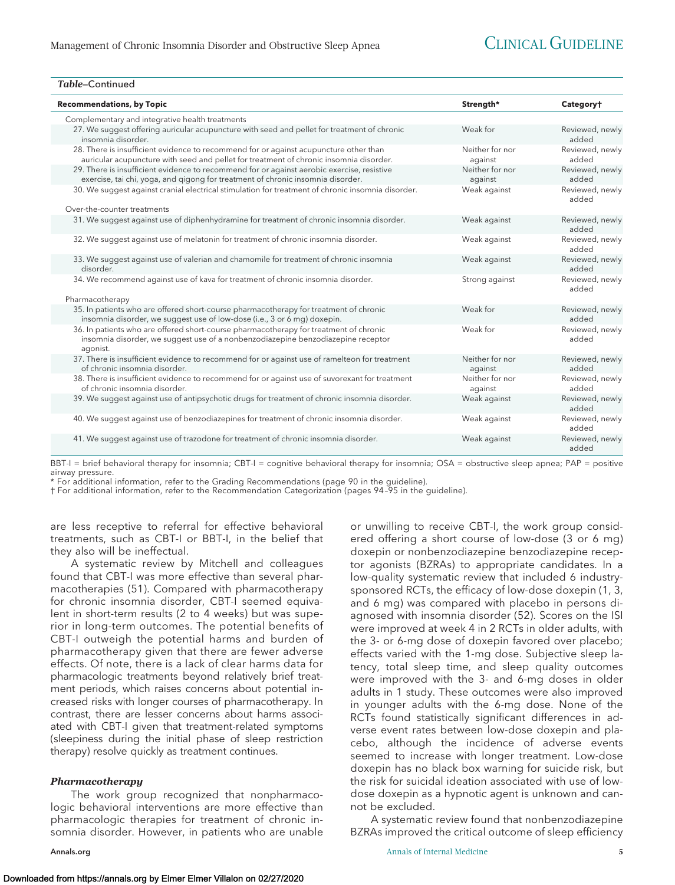*Table*–Continued

| Recommendations, by Topic | Strength* | Category† |
|---|---|---|
| Complementary and integrative health treatments | | |
| 27. We suggest offering auricular acupuncture with seed and pellet for treatment of chronic insomnia disorder. | Weak for | Reviewed, newly added |
| 28. There is insufficient evidence to recommend for or against acupuncture other than auricular acupuncture with seed and pellet for treatment of chronic insomnia disorder. | Neither for nor against | Reviewed, newly added |
| 29. There is insufficient evidence to recommend for or against aerobic exercise, resistive exercise, tai chi, yoga, and qigong for treatment of chronic insomnia disorder. | Neither for nor against | Reviewed, newly added |
| 30. We suggest against cranial electrical stimulation for treatment of chronic insomnia disorder. | Weak against | Reviewed, newly added |
| Over-the-counter treatments | | |
| 31. We suggest against use of diphenhydramine for treatment of chronic insomnia disorder. | Weak against | Reviewed, newly added |
| 32. We suggest against use of melatonin for treatment of chronic insomnia disorder. | Weak against | Reviewed, newly added |
| 33. We suggest against use of valerian and chamomile for treatment of chronic insomnia disorder. | Weak against | Reviewed, newly added |
| 34. We recommend against use of kava for treatment of chronic insomnia disorder. | Strong against | Reviewed, newly added |
| Pharmacotherapy | | |
| 35. In patients who are offered short-course pharmacotherapy for treatment of chronic insomnia disorder, we suggest use of low-dose (i.e., 3 or 6 mg) doxepin. | Weak for | Reviewed, newly added |
| 36. In patients who are offered short-course pharmacotherapy for treatment of chronic insomnia disorder, we suggest use of a nonbenzodiazepine benzodiazepine receptor agonist. | Weak for | Reviewed, newly added |
| 37. There is insufficient evidence to recommend for or against use of ramelteon for treatment of chronic insomnia disorder. | Neither for nor against | Reviewed, newly added |
| 38. There is insufficient evidence to recommend for or against use of suvorexant for treatment of chronic insomnia disorder. | Neither for nor against | Reviewed, newly added |
| 39. We suggest against use of antipsychotic drugs for treatment of chronic insomnia disorder. | Weak against | Reviewed, newly added |
| 40. We suggest against use of benzodiazepines for treatment of chronic insomnia disorder. | Weak against | Reviewed, newly added |
| 41. We suggest against use of trazodone for treatment of chronic insomnia disorder. | Weak against | Reviewed, newly added |

BBT-I = brief behavioral therapy for insomnia; CBT-I = cognitive behavioral therapy for insomnia; OSA = obstructive sleep apnea; PAP = positive airway pressure.
* For additional information, refer to the Grading Recommendations (page 90 in the guideline).
† For additional information, refer to the Recommendation Categorization (pages 94–95 in the guideline).

are less receptive to referral for effective behavioral treatments, such as CBT-I or BBT-I, in the belief that they also will be ineffectual.

A systematic review by Mitchell and colleagues found that CBT-I was more effective than several pharmacotherapies (51). Compared with pharmacotherapy for chronic insomnia disorder, CBT-I seemed equivalent in short-term results (2 to 4 weeks) but was superior in long-term outcomes. The potential benefits of CBT-I outweigh the potential harms and burden of pharmacotherapy given that there are fewer adverse effects. Of note, there is a lack of clear harms data for pharmacologic treatments beyond relatively brief treatment periods, which raises concerns about potential increased risks with longer courses of pharmacotherapy. In contrast, there are lesser concerns about harms associated with CBT-I given that treatment-related symptoms (sleepiness during the initial phase of sleep restriction therapy) resolve quickly as treatment continues.

### *Pharmacotherapy*

The work group recognized that nonpharmacologic behavioral interventions are more effective than pharmacologic therapies for treatment of chronic insomnia disorder. However, in patients who are unable or unwilling to receive CBT-I, the work group considered offering a short course of low-dose (3 or 6 mg) doxepin or nonbenzodiazepine benzodiazepine receptor agonists (BZRAs) to appropriate candidates. In a low-quality systematic review that included 6 industry-sponsored RCTs, the efficacy of low-dose doxepin (1, 3, and 6 mg) was compared with placebo in persons diagnosed with insomnia disorder (52). Scores on the ISI were improved at week 4 in 2 RCTs in older adults, with the 3- or 6-mg dose of doxepin favored over placebo; effects varied with the 1-mg dose. Subjective sleep latency, total sleep time, and sleep quality outcomes were improved with the 3- and 6-mg doses in older adults in 1 study. These outcomes were also improved in younger adults with the 6-mg dose. None of the RCTs found statistically significant differences in adverse event rates between low-dose doxepin and placebo, although the incidence of adverse events seemed to increase with longer treatment. Low-dose doxepin has no black box warning for suicide risk, but the risk for suicidal ideation associated with use of low-dose doxepin as a hypnotic agent is unknown and cannot be excluded.

A systematic review found that nonbenzodiazepine BZRAs improved the critical outcome of sleep efficiency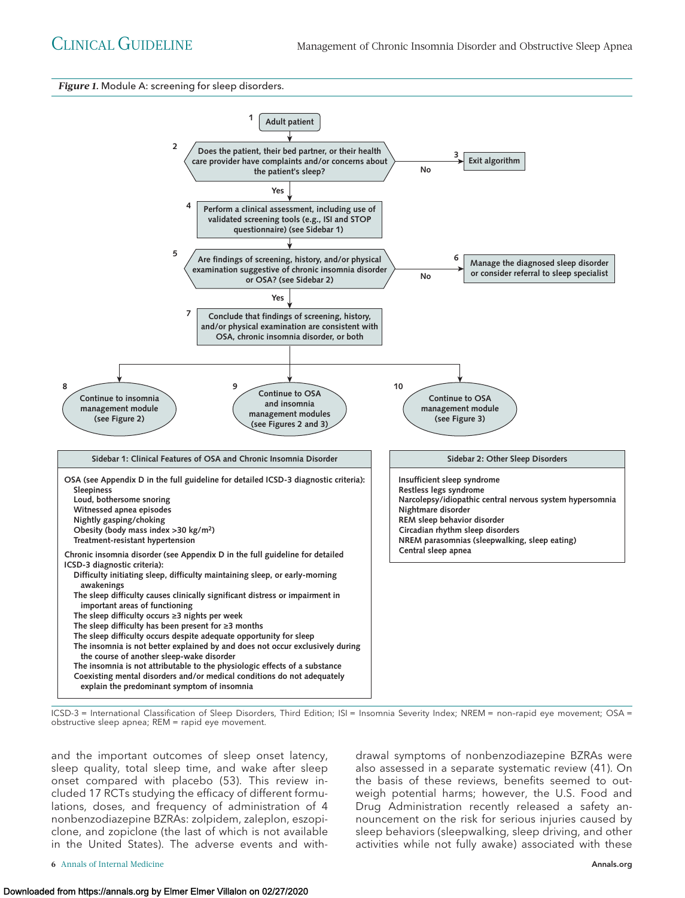*Figure 1.* Module A: screening for sleep disorders.

1. Adult patient
2. Does the patient, their bed partner, or their health care provider have complaints and/or concerns about the patient's sleep?
   - No → 3. Exit algorithm
   - Yes → 4
4. Perform a clinical assessment, including use of validated screening tools (e.g., ISI and STOP questionnaire) (see Sidebar 1)
5. Are findings of screening, history, and/or physical examination suggestive of chronic insomnia disorder or OSA? (see Sidebar 2)
   - No → 6. Manage the diagnosed sleep disorder or consider referral to sleep specialist
   - Yes → 7
7. Conclude that findings of screening, history, and/or physical examination are consistent with OSA, chronic insomnia disorder, or both
8. Continue to insomnia management module (see Figure 2)
9. Continue to OSA and insomnia management modules (see Figures 2 and 3)
10. Continue to OSA management module (see Figure 3)

**Sidebar 1: Clinical Features of OSA and Chronic Insomnia Disorder**

OSA (see Appendix D in the full guideline for detailed ICSD-3 diagnostic criteria):
- Sleepiness
- Loud, bothersome snoring
- Witnessed apnea episodes
- Nightly gasping/choking
- Obesity (body mass index >30 kg/m$^2$)
- Treatment-resistant hypertension

Chronic insomnia disorder (see Appendix D in the full guideline for detailed ICSD-3 diagnostic criteria):
- Difficulty initiating sleep, difficulty maintaining sleep, or early-morning awakenings
- The sleep difficulty causes clinically significant distress or impairment in important areas of functioning
- The sleep difficulty occurs ≥3 nights per week
- The sleep difficulty has been present for ≥3 months
- The sleep difficulty occurs despite adequate opportunity for sleep
- The insomnia is not better explained by and does not occur exclusively during the course of another sleep-wake disorder
- The insomnia is not attributable to the physiologic effects of a substance
- Coexisting mental disorders and/or medical conditions do not adequately explain the predominant symptom of insomnia

**Sidebar 2: Other Sleep Disorders**

- Insufficient sleep syndrome
- Restless legs syndrome
- Narcolepsy/idiopathic central nervous system hypersomnia
- Nightmare disorder
- REM sleep behavior disorder
- Circadian rhythm sleep disorders
- NREM parasomnias (sleepwalking, sleep eating)
- Central sleep apnea

ICSD-3 = International Classification of Sleep Disorders, Third Edition; ISI = Insomnia Severity Index; NREM = non–rapid eye movement; OSA = obstructive sleep apnea; REM = rapid eye movement.

and the important outcomes of sleep onset latency, sleep quality, total sleep time, and wake after sleep onset compared with placebo (53). This review included 17 RCTs studying the efficacy of different formulations, doses, and frequency of administration of 4 nonbenzodiazepine BZRAs: zolpidem, zaleplon, eszopiclone, and zopiclone (the last of which is not available in the United States). The adverse events and withdrawal symptoms of nonbenzodiazepine BZRAs were also assessed in a separate systematic review (41). On the basis of these reviews, benefits seemed to outweigh potential harms; however, the U.S. Food and Drug Administration recently released a safety announcement on the risk for serious injuries caused by sleep behaviors (sleepwalking, sleep driving, and other activities while not fully awake) associated with these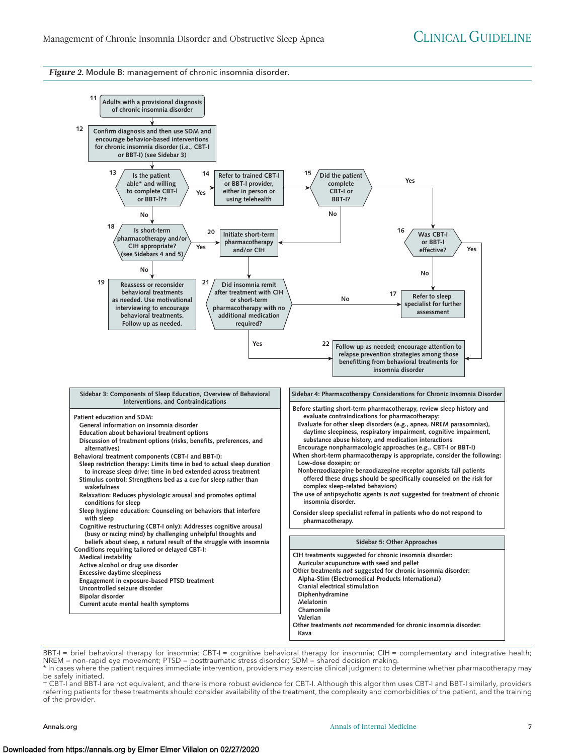*Figure 2.* Module B: management of chronic insomnia disorder.

11 Adults with a provisional diagnosis of chronic insomnia disorder

12 Confirm diagnosis and then use SDM and encourage behavior-based interventions for chronic insomnia disorder (i.e., CBT-I or BBT-I) (see Sidebar 3)

13 Is the patient able* and willing to complete CBT-I or BBT-I?†

Yes

14 Refer to trained CBT-I or BBT-I provider, either in person or using telehealth

15 Did the patient complete CBT-I or BBT-I?

Yes

16 Was CBT-I or BBT-I effective?

Yes

No

17 Refer to sleep specialist for further assessment

No

18 Is short-term pharmacotherapy and/or CIH appropriate? (see Sidebars 4 and 5)

Yes

No

20 Initiate short-term pharmacotherapy and/or CIH

No

19 Reassess or reconsider behavioral treatments as needed. Use motivational interviewing to encourage behavioral treatments. Follow up as needed.

21 Did insomnia remit after treatment with CIH or short-term pharmacotherapy with no additional medication required?

No

Yes

22 Follow up as needed; encourage attention to relapse prevention strategies among those benefitting from behavioral treatments for insomnia disorder

**Sidebar 3: Components of Sleep Education, Overview of Behavioral Interventions, and Contraindications**

Patient education and SDM:
- General information on insomnia disorder
- Education about behavioral treatment options
- Discussion of treatment options (risks, benefits, preferences, and alternatives)

Behavioral treatment components (CBT-I and BBT-I):
- Sleep restriction therapy: Limits time in bed to actual sleep duration to increase sleep drive; time in bed extended across treatment
- Stimulus control: Strengthens bed as a cue for sleep rather than wakefulness
- Relaxation: Reduces physiologic arousal and promotes optimal conditions for sleep
- Sleep hygiene education: Counseling on behaviors that interfere with sleep
- Cognitive restructuring (CBT-I only): Addresses cognitive arousal (busy or racing mind) by challenging unhelpful thoughts and beliefs about sleep, a natural result of the struggle with insomnia

Conditions requiring tailored or delayed CBT-I:
- Medical instability
- Active alcohol or drug use disorder
- Excessive daytime sleepiness
- Engagement in exposure-based PTSD treatment
- Uncontrolled seizure disorder
- Bipolar disorder
- Current acute mental health symptoms

**Sidebar 4: Pharmacotherapy Considerations for Chronic Insomnia Disorder**

Before starting short-term pharmacotherapy, review sleep history and evaluate contraindications for pharmacotherapy:
- Evaluate for other sleep disorders (e.g., apnea, NREM parasomnias), daytime sleepiness, respiratory impairment, cognitive impairment, substance abuse history, and medication interactions
- Encourage nonpharmacologic approaches (e.g., CBT-I or BBT-I)

When short-term pharmacotherapy is appropriate, consider the following:
- Low-dose doxepin; or
- Nonbenzodiazepine benzodiazepine receptor agonists (all patients offered these drugs should be specifically counseled on the risk for complex sleep-related behaviors)

The use of antipsychotic agents is *not* suggested for treatment of chronic insomnia disorder.

Consider sleep specialist referral in patients who do not respond to pharmacotherapy.

**Sidebar 5: Other Approaches**

CIH treatments suggested for chronic insomnia disorder:
- Auricular acupuncture with seed and pellet

Other treatments *not* suggested for chronic insomnia disorder:
- Alpha-Stim (Electromedical Products International)
- Cranial electrical stimulation
- Diphenhydramine
- Melatonin
- Chamomile
- Valerian

Other treatments *not* recommended for chronic insomnia disorder:
- Kava

BBT-I = brief behavioral therapy for insomnia; CBT-I = cognitive behavioral therapy for insomnia; CIH = complementary and integrative health; NREM = non-rapid eye movement; PTSD = posttraumatic stress disorder; SDM = shared decision making.

\* In cases where the patient requires immediate intervention, providers may exercise clinical judgment to determine whether pharmacotherapy may be safely initiated.

† CBT-I and BBT-I are not equivalent, and there is more robust evidence for CBT-I. Although this algorithm uses CBT-I and BBT-I similarly, providers referring patients for these treatments should consider availability of the treatment, the complexity and comorbidities of the patient, and the training of the provider.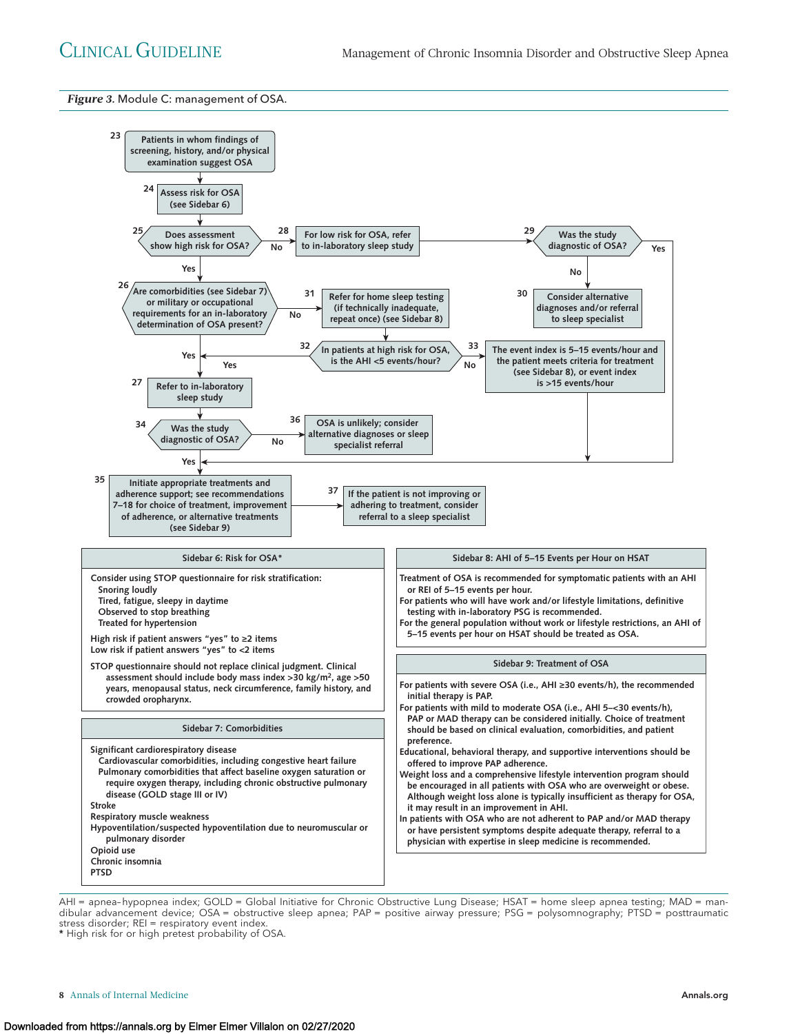*Figure 3.* Module C: management of OSA.

23. Patients in whom findings of screening, history, and/or physical examination suggest OSA

24. Assess risk for OSA (see Sidebar 6)

25. Does assessment show high risk for OSA?
- Yes → 26
- No → 28

26. Are comorbidities (see Sidebar 7) or military or occupational requirements for an in-laboratory determination of OSA present?
- Yes → 27
- No → 31

27. Refer to in-laboratory sleep study

28. For low risk for OSA, refer to in-laboratory sleep study → 29

29. Was the study diagnostic of OSA?
- Yes → 35
- No → 30

30. Consider alternative diagnoses and/or referral to sleep specialist

31. Refer for home sleep testing (if technically inadequate, repeat once) (see Sidebar 8)

32. In patients at high risk for OSA, is the AHI <5 events/hour?
- Yes → 27
- No → 33

33. The event index is 5–15 events/hour and the patient meets criteria for treatment (see Sidebar 8), or event index is >15 events/hour → 35

34. Was the study diagnostic of OSA?
- Yes → 35
- No → 36

35. Initiate appropriate treatments and adherence support; see recommendations 7–18 for choice of treatment, improvement of adherence, or alternative treatments (see Sidebar 9)

36. OSA is unlikely; consider alternative diagnoses or sleep specialist referral

37. If the patient is not improving or adhering to treatment, consider referral to a sleep specialist

**Sidebar 6: Risk for OSA***

Consider using STOP questionnaire for risk stratification:
- Snoring loudly
- Tired, fatigue, sleepy in daytime
- Observed to stop breathing
- Treated for hypertension

High risk if patient answers "yes" to ≥2 items
Low risk if patient answers "yes" to <2 items

STOP questionnaire should not replace clinical judgment. Clinical assessment should include body mass index >30 kg/m$^2$, age >50 years, menopausal status, neck circumference, family history, and crowded oropharynx.

**Sidebar 7: Comorbidities**

Significant cardiorespiratory disease
- Cardiovascular comorbidities, including congestive heart failure
- Pulmonary comorbidities that affect baseline oxygen saturation or require oxygen therapy, including chronic obstructive pulmonary disease (GOLD stage III or IV)

Stroke
Respiratory muscle weakness
Hypoventilation/suspected hypoventilation due to neuromuscular or pulmonary disorder
Opioid use
Chronic insomnia
PTSD

**Sidebar 8: AHI of 5–15 Events per Hour on HSAT**

Treatment of OSA is recommended for symptomatic patients with an AHI or REI of 5–15 events per hour.
For patients who will have work and/or lifestyle limitations, definitive testing with in-laboratory PSG is recommended.
For the general population without work or lifestyle restrictions, an AHI of 5–15 events per hour on HSAT should be treated as OSA.

**Sidebar 9: Treatment of OSA**

For patients with severe OSA (i.e., AHI ≥30 events/h), the recommended initial therapy is PAP.
For patients with mild to moderate OSA (i.e., AHI 5–<30 events/h), PAP or MAD therapy can be considered initially. Choice of treatment should be based on clinical evaluation, comorbidities, and patient preference.
Educational, behavioral therapy, and supportive interventions should be offered to improve PAP adherence.
Weight loss and a comprehensive lifestyle intervention program should be encouraged in all patients with OSA who are overweight or obese. Although weight loss alone is typically insufficient as therapy for OSA, it may result in an improvement in AHI.
In patients with OSA who are not adherent to PAP and/or MAD therapy or have persistent symptoms despite adequate therapy, referral to a physician with expertise in sleep medicine is recommended.

AHI = apnea–hypopnea index; GOLD = Global Initiative for Chronic Obstructive Lung Disease; HSAT = home sleep apnea testing; MAD = mandibular advancement device; OSA = obstructive sleep apnea; PAP = positive airway pressure; PSG = polysomnography; PTSD = posttraumatic stress disorder; REI = respiratory event index.
* High risk for or high pretest probability of OSA.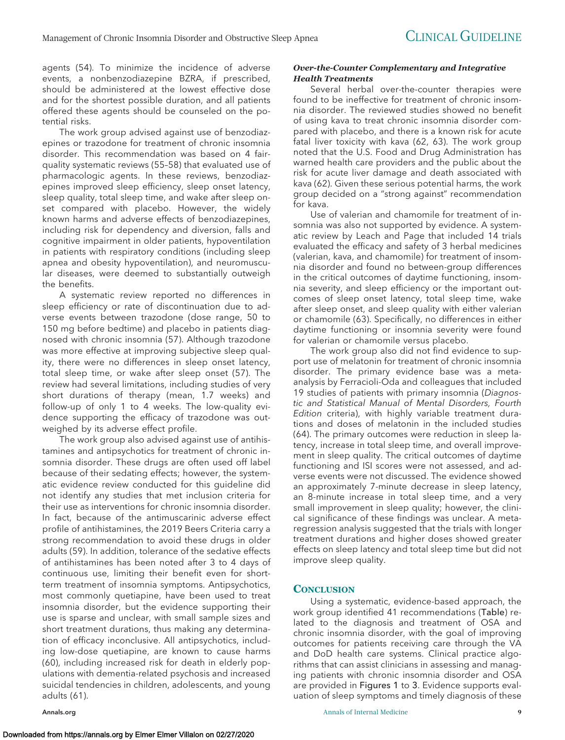agents (54). To minimize the incidence of adverse events, a nonbenzodiazepine BZRA, if prescribed, should be administered at the lowest effective dose and for the shortest possible duration, and all patients offered these agents should be counseled on the potential risks.

The work group advised against use of benzodiazepines or trazodone for treatment of chronic insomnia disorder. This recommendation was based on 4 fair-quality systematic reviews (55–58) that evaluated use of pharmacologic agents. In these reviews, benzodiazepines improved sleep efficiency, sleep onset latency, sleep quality, total sleep time, and wake after sleep onset compared with placebo. However, the widely known harms and adverse effects of benzodiazepines, including risk for dependency and diversion, falls and cognitive impairment in older patients, hypoventilation in patients with respiratory conditions (including sleep apnea and obesity hypoventilation), and neuromuscular diseases, were deemed to substantially outweigh the benefits.

A systematic review reported no differences in sleep efficiency or rate of discontinuation due to adverse events between trazodone (dose range, 50 to 150 mg before bedtime) and placebo in patients diagnosed with chronic insomnia (57). Although trazodone was more effective at improving subjective sleep quality, there were no differences in sleep onset latency, total sleep time, or wake after sleep onset (57). The review had several limitations, including studies of very short durations of therapy (mean, 1.7 weeks) and follow-up of only 1 to 4 weeks. The low-quality evidence supporting the efficacy of trazodone was outweighed by its adverse effect profile.

The work group also advised against use of antihistamines and antipsychotics for treatment of chronic insomnia disorder. These drugs are often used off label because of their sedating effects; however, the systematic evidence review conducted for this guideline did not identify any studies that met inclusion criteria for their use as interventions for chronic insomnia disorder. In fact, because of the antimuscarinic adverse effect profile of antihistamines, the 2019 Beers Criteria carry a strong recommendation to avoid these drugs in older adults (59). In addition, tolerance of the sedative effects of antihistamines has been noted after 3 to 4 days of continuous use, limiting their benefit even for short-term treatment of insomnia symptoms. Antipsychotics, most commonly quetiapine, have been used to treat insomnia disorder, but the evidence supporting their use is sparse and unclear, with small sample sizes and short treatment durations, thus making any determination of efficacy inconclusive. All antipsychotics, including low-dose quetiapine, are known to cause harms (60), including increased risk for death in elderly populations with dementia-related psychosis and increased suicidal tendencies in children, adolescents, and young adults (61).

#### *Over-the-Counter Complementary and Integrative Health Treatments*

Several herbal over-the-counter therapies were found to be ineffective for treatment of chronic insomnia disorder. The reviewed studies showed no benefit of using kava to treat chronic insomnia disorder compared with placebo, and there is a known risk for acute fatal liver toxicity with kava (62, 63). The work group noted that the U.S. Food and Drug Administration has warned health care providers and the public about the risk for acute liver damage and death associated with kava (62). Given these serious potential harms, the work group decided on a "strong against" recommendation for kava.

Use of valerian and chamomile for treatment of insomnia was also not supported by evidence. A systematic review by Leach and Page that included 14 trials evaluated the efficacy and safety of 3 herbal medicines (valerian, kava, and chamomile) for treatment of insomnia disorder and found no between-group differences in the critical outcomes of daytime functioning, insomnia severity, and sleep efficiency or the important outcomes of sleep onset latency, total sleep time, wake after sleep onset, and sleep quality with either valerian or chamomile (63). Specifically, no differences in either daytime functioning or insomnia severity were found for valerian or chamomile versus placebo.

The work group also did not find evidence to support use of melatonin for treatment of chronic insomnia disorder. The primary evidence base was a meta-analysis by Ferracioli-Oda and colleagues that included 19 studies of patients with primary insomnia (*Diagnostic and Statistical Manual of Mental Disorders, Fourth Edition* criteria), with highly variable treatment durations and doses of melatonin in the included studies (64). The primary outcomes were reduction in sleep latency, increase in total sleep time, and overall improvement in sleep quality. The critical outcomes of daytime functioning and ISI scores were not assessed, and adverse events were not discussed. The evidence showed an approximately 7-minute decrease in sleep latency, an 8-minute increase in total sleep time, and a very small improvement in sleep quality; however, the clinical significance of these findings was unclear. A meta-regression analysis suggested that the trials with longer treatment durations and higher doses showed greater effects on sleep latency and total sleep time but did not improve sleep quality.

## Conclusion

Using a systematic, evidence-based approach, the work group identified 41 recommendations (Table) related to the diagnosis and treatment of OSA and chronic insomnia disorder, with the goal of improving outcomes for patients receiving care through the VA and DoD health care systems. Clinical practice algorithms that can assist clinicians in assessing and managing patients with chronic insomnia disorder and OSA are provided in Figures 1 to 3. Evidence supports evaluation of sleep symptoms and timely diagnosis of these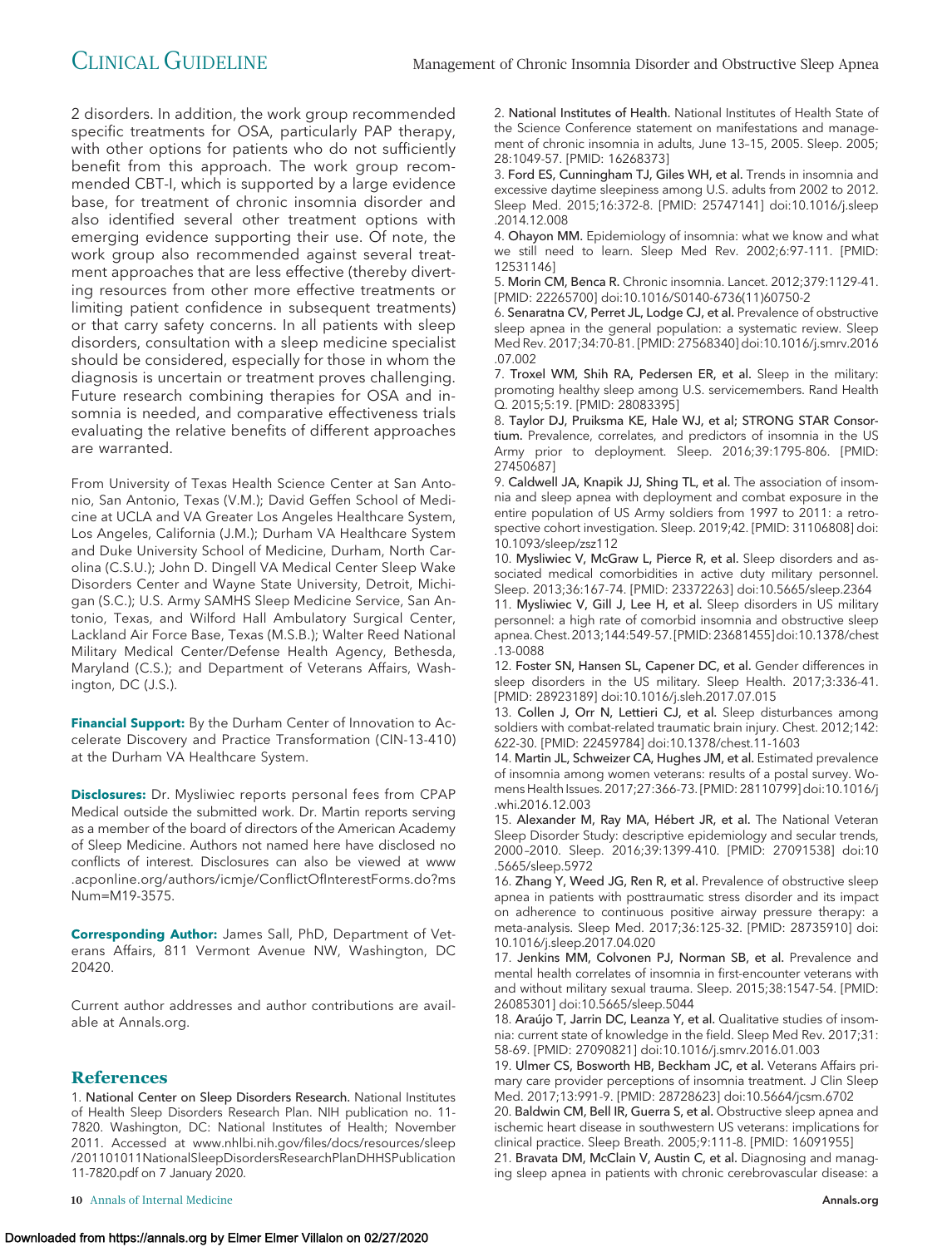2 disorders. In addition, the work group recommended specific treatments for OSA, particularly PAP therapy, with other options for patients who do not sufficiently benefit from this approach. The work group recommended CBT-I, which is supported by a large evidence base, for treatment of chronic insomnia disorder and also identified several other treatment options with emerging evidence supporting their use. Of note, the work group also recommended against several treatment approaches that are less effective (thereby diverting resources from other more effective treatments or limiting patient confidence in subsequent treatments) or that carry safety concerns. In all patients with sleep disorders, consultation with a sleep medicine specialist should be considered, especially for those in whom the diagnosis is uncertain or treatment proves challenging. Future research combining therapies for OSA and insomnia is needed, and comparative effectiveness trials evaluating the relative benefits of different approaches are warranted.

From University of Texas Health Science Center at San Antonio, San Antonio, Texas (V.M.); David Geffen School of Medicine at UCLA and VA Greater Los Angeles Healthcare System, Los Angeles, California (J.M.); Durham VA Healthcare System and Duke University School of Medicine, Durham, North Carolina (C.S.U.); John D. Dingell VA Medical Center Sleep Wake Disorders Center and Wayne State University, Detroit, Michigan (S.C.); U.S. Army SAMHS Sleep Medicine Service, San Antonio, Texas, and Wilford Hall Ambulatory Surgical Center, Lackland Air Force Base, Texas (M.S.B.); Walter Reed National Military Medical Center/Defense Health Agency, Bethesda, Maryland (C.S.); and Department of Veterans Affairs, Washington, DC (J.S.).

**Financial Support:** By the Durham Center of Innovation to Accelerate Discovery and Practice Transformation (CIN-13-410) at the Durham VA Healthcare System.

**Disclosures:** Dr. Mysliwiec reports personal fees from CPAP Medical outside the submitted work. Dr. Martin reports serving as a member of the board of directors of the American Academy of Sleep Medicine. Authors not named here have disclosed no conflicts of interest. Disclosures can also be viewed at www.acponline.org/authors/icmje/ConflictOfInterestForms.do?msNum=M19-3575.

**Corresponding Author:** James Sall, PhD, Department of Veterans Affairs, 811 Vermont Avenue NW, Washington, DC 20420.

Current author addresses and author contributions are available at Annals.org.

## References

1. National Center on Sleep Disorders Research. National Institutes of Health Sleep Disorders Research Plan. NIH publication no. 11-7820. Washington, DC: National Institutes of Health; November 2011. Accessed at www.nhlbi.nih.gov/files/docs/resources/sleep/201101011NationalSleepDisordersResearchPlanDHHSPublication11-7820.pdf on 7 January 2020.
2. National Institutes of Health. National Institutes of Health State of the Science Conference statement on manifestations and management of chronic insomnia in adults, June 13–15, 2005. Sleep. 2005;28:1049-57. [PMID: 16268373]
3. Ford ES, Cunningham TJ, Giles WH, et al. Trends in insomnia and excessive daytime sleepiness among U.S. adults from 2002 to 2012. Sleep Med. 2015;16:372-8. [PMID: 25747141] doi:10.1016/j.sleep.2014.12.008
4. Ohayon MM. Epidemiology of insomnia: what we know and what we still need to learn. Sleep Med Rev. 2002;6:97-111. [PMID: 12531146]
5. Morin CM, Benca R. Chronic insomnia. Lancet. 2012;379:1129-41. [PMID: 22265700] doi:10.1016/S0140-6736(11)60750-2
6. Senaratna CV, Perret JL, Lodge CJ, et al. Prevalence of obstructive sleep apnea in the general population: a systematic review. Sleep Med Rev. 2017;34:70-81. [PMID: 27568340] doi:10.1016/j.smrv.2016.07.002
7. Troxel WM, Shih RA, Pedersen ER, et al. Sleep in the military: promoting healthy sleep among U.S. servicemembers. Rand Health Q. 2015;5:19. [PMID: 28083395]
8. Taylor DJ, Pruiksma KE, Hale WJ, et al; STRONG STAR Consortium. Prevalence, correlates, and predictors of insomnia in the US Army prior to deployment. Sleep. 2016;39:1795-806. [PMID: 27450687]
9. Caldwell JA, Knapik JJ, Shing TL, et al. The association of insomnia and sleep apnea with deployment and combat exposure in the entire population of US Army soldiers from 1997 to 2011: a retrospective cohort investigation. Sleep. 2019;42. [PMID: 31106808] doi:10.1093/sleep/zsz112
10. Mysliwiec V, McGraw L, Pierce R, et al. Sleep disorders and associated medical comorbidities in active duty military personnel. Sleep. 2013;36:167-74. [PMID: 23372263] doi:10.5665/sleep.2364
11. Mysliwiec V, Gill J, Lee H, et al. Sleep disorders in US military personnel: a high rate of comorbid insomnia and obstructive sleep apnea. Chest. 2013;144:549-57. [PMID: 23681455] doi:10.1378/chest.13-0088
12. Foster SN, Hansen SL, Capener DC, et al. Gender differences in sleep disorders in the US military. Sleep Health. 2017;3:336-41. [PMID: 28923189] doi:10.1016/j.sleh.2017.07.015
13. Collen J, Orr N, Lettieri CJ, et al. Sleep disturbances among soldiers with combat-related traumatic brain injury. Chest. 2012;142:622-30. [PMID: 22459784] doi:10.1378/chest.11-1603
14. Martin JL, Schweizer CA, Hughes JM, et al. Estimated prevalence of insomnia among women veterans: results of a postal survey. Womens Health Issues. 2017;27:366-73. [PMID: 28110799] doi:10.1016/j.whi.2016.12.003
15. Alexander M, Ray MA, Hébert JR, et al. The National Veteran Sleep Disorder Study: descriptive epidemiology and secular trends, 2000–2010. Sleep. 2016;39:1399-410. [PMID: 27091538] doi:10.5665/sleep.5972
16. Zhang Y, Weed JG, Ren R, et al. Prevalence of obstructive sleep apnea in patients with posttraumatic stress disorder and its impact on adherence to continuous positive airway pressure therapy: a meta-analysis. Sleep Med. 2017;36:125-32. [PMID: 28735910] doi:10.1016/j.sleep.2017.04.020
17. Jenkins MM, Colvonen PJ, Norman SB, et al. Prevalence and mental health correlates of insomnia in first-encounter veterans with and without military sexual trauma. Sleep. 2015;38:1547-54. [PMID: 26085301] doi:10.5665/sleep.5044
18. Araújo T, Jarrin DC, Leanza Y, et al. Qualitative studies of insomnia: current state of knowledge in the field. Sleep Med Rev. 2017;31:58-69. [PMID: 27090821] doi:10.1016/j.smrv.2016.01.003
19. Ulmer CS, Bosworth HB, Beckham JC, et al. Veterans Affairs primary care provider perceptions of insomnia treatment. J Clin Sleep Med. 2017;13:991-9. [PMID: 28728623] doi:10.5664/jcsm.6702
20. Baldwin CM, Bell IR, Guerra S, et al. Obstructive sleep apnea and ischemic heart disease in southwestern US veterans: implications for clinical practice. Sleep Breath. 2005;9:111-8. [PMID: 16091955]
21. Bravata DM, McClain V, Austin C, et al. Diagnosing and managing sleep apnea in patients with chronic cerebrovascular disease: a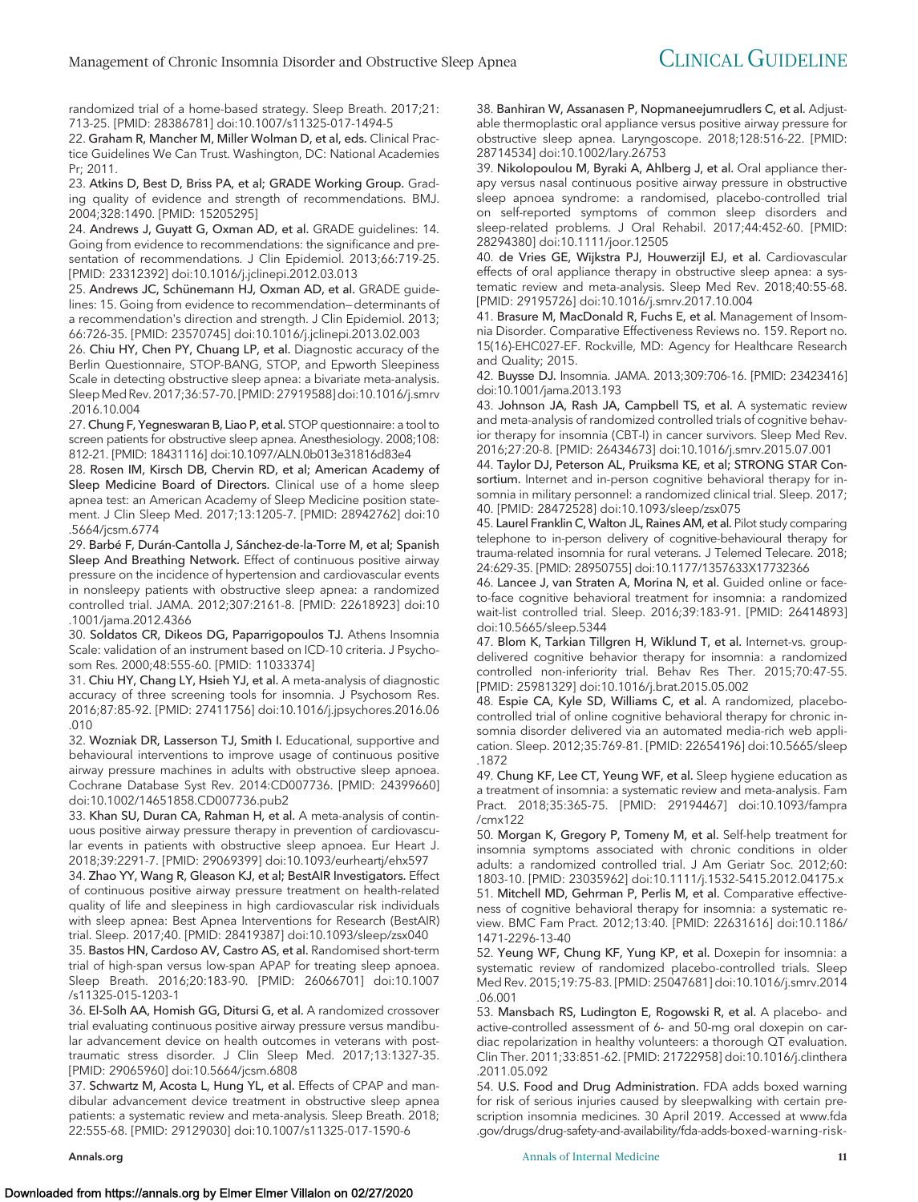randomized trial of a home-based strategy. Sleep Breath. 2017;21: 713-25. [PMID: 28386781] doi:10.1007/s11325-017-1494-5

22. **Graham R, Mancher M, Miller Wolman D, et al, eds.** Clinical Practice Guidelines We Can Trust. Washington, DC: National Academies Pr; 2011.

23. **Atkins D, Best D, Briss PA, et al; GRADE Working Group.** Grading quality of evidence and strength of recommendations. BMJ. 2004;328:1490. [PMID: 15205295]

24. **Andrews J, Guyatt G, Oxman AD, et al.** GRADE guidelines: 14. Going from evidence to recommendations: the significance and presentation of recommendations. J Clin Epidemiol. 2013;66:719-25. [PMID: 23312392] doi:10.1016/j.jclinepi.2012.03.013

25. **Andrews JC, Schünemann HJ, Oxman AD, et al.** GRADE guidelines: 15. Going from evidence to recommendation—determinants of a recommendation's direction and strength. J Clin Epidemiol. 2013; 66:726-35. [PMID: 23570745] doi:10.1016/j.jclinepi.2013.02.003

26. **Chiu HY, Chen PY, Chuang LP, et al.** Diagnostic accuracy of the Berlin Questionnaire, STOP-BANG, STOP, and Epworth Sleepiness Scale in detecting obstructive sleep apnea: a bivariate meta-analysis. Sleep Med Rev. 2017;36:57-70. [PMID: 27919588] doi:10.1016/j.smrv.2016.10.004

27. **Chung F, Yegneswaran B, Liao P, et al.** STOP questionnaire: a tool to screen patients for obstructive sleep apnea. Anesthesiology. 2008;108: 812-21. [PMID: 18431116] doi:10.1097/ALN.0b013e31816d83e4

28. **Rosen IM, Kirsch DB, Chervin RD, et al; American Academy of Sleep Medicine Board of Directors.** Clinical use of a home sleep apnea test: an American Academy of Sleep Medicine position statement. J Clin Sleep Med. 2017;13:1205-7. [PMID: 28942762] doi:10.5664/jcsm.6774

29. **Barbé F, Durán-Cantolla J, Sánchez-de-la-Torre M, et al; Spanish Sleep And Breathing Network.** Effect of continuous positive airway pressure on the incidence of hypertension and cardiovascular events in nonsleepy patients with obstructive sleep apnea: a randomized controlled trial. JAMA. 2012;307:2161-8. [PMID: 22618923] doi:10.1001/jama.2012.4366

30. **Soldatos CR, Dikeos DG, Paparrigopoulos TJ.** Athens Insomnia Scale: validation of an instrument based on ICD-10 criteria. J Psychosom Res. 2000;48:555-60. [PMID: 11033374]

31. **Chiu HY, Chang LY, Hsieh YJ, et al.** A meta-analysis of diagnostic accuracy of three screening tools for insomnia. J Psychosom Res. 2016;87:85-92. [PMID: 27411756] doi:10.1016/j.jpsychores.2016.06.010

32. **Wozniak DR, Lasserson TJ, Smith I.** Educational, supportive and behavioural interventions to improve usage of continuous positive airway pressure machines in adults with obstructive sleep apnoea. Cochrane Database Syst Rev. 2014:CD007736. [PMID: 24399660] doi:10.1002/14651858.CD007736.pub2

33. **Khan SU, Duran CA, Rahman H, et al.** A meta-analysis of continuous positive airway pressure therapy in prevention of cardiovascular events in patients with obstructive sleep apnoea. Eur Heart J. 2018;39:2291-7. [PMID: 29069399] doi:10.1093/eurheartj/ehx597

34. **Zhao YY, Wang R, Gleason KJ, et al; BestAIR Investigators.** Effect of continuous positive airway pressure treatment on health-related quality of life and sleepiness in high cardiovascular risk individuals with sleep apnea: Best Apnea Interventions for Research (BestAIR) trial. Sleep. 2017;40. [PMID: 28419387] doi:10.1093/sleep/zsx040

35. **Bastos HN, Cardoso AV, Castro AS, et al.** Randomised short-term trial of high-span versus low-span APAP for treating sleep apnoea. Sleep Breath. 2016;20:183-90. [PMID: 26066701] doi:10.1007/s11325-015-1203-1

36. **El-Solh AA, Homish GG, Ditursi G, et al.** A randomized crossover trial evaluating continuous positive airway pressure versus mandibular advancement device on health outcomes in veterans with posttraumatic stress disorder. J Clin Sleep Med. 2017;13:1327-35. [PMID: 29065960] doi:10.5664/jcsm.6808

37. **Schwartz M, Acosta L, Hung YL, et al.** Effects of CPAP and mandibular advancement device treatment in obstructive sleep apnea patients: a systematic review and meta-analysis. Sleep Breath. 2018; 22:555-68. [PMID: 29129030] doi:10.1007/s11325-017-1590-6

38. **Banhiran W, Assanasen P, Nopmaneejumrudlers C, et al.** Adjustable thermoplastic oral appliance versus positive airway pressure for obstructive sleep apnea. Laryngoscope. 2018;128:516-22. [PMID: 28714534] doi:10.1002/lary.26753

39. **Nikolopoulou M, Byraki A, Ahlberg J, et al.** Oral appliance therapy versus nasal continuous positive airway pressure in obstructive sleep apnoea syndrome: a randomised, placebo-controlled trial on self-reported symptoms of common sleep disorders and sleep-related problems. J Oral Rehabil. 2017;44:452-60. [PMID: 28294380] doi:10.1111/joor.12505

40. **de Vries GE, Wijkstra PJ, Houwerzijl EJ, et al.** Cardiovascular effects of oral appliance therapy in obstructive sleep apnea: a systematic review and meta-analysis. Sleep Med Rev. 2018;40:55-68. [PMID: 29195726] doi:10.1016/j.smrv.2017.10.004

41. **Brasure M, MacDonald R, Fuchs E, et al.** Management of Insomnia Disorder. Comparative Effectiveness Reviews no. 159. Report no. 15(16)-EHC027-EF. Rockville, MD: Agency for Healthcare Research and Quality; 2015.

42. **Buysse DJ.** Insomnia. JAMA. 2013;309:706-16. [PMID: 23423416] doi:10.1001/jama.2013.193

43. **Johnson JA, Rash JA, Campbell TS, et al.** A systematic review and meta-analysis of randomized controlled trials of cognitive behavior therapy for insomnia (CBT-I) in cancer survivors. Sleep Med Rev. 2016;27:20-8. [PMID: 26434673] doi:10.1016/j.smrv.2015.07.001

44. **Taylor DJ, Peterson AL, Pruiksma KE, et al; STRONG STAR Consortium.** Internet and in-person cognitive behavioral therapy for insomnia in military personnel: a randomized clinical trial. Sleep. 2017; 40. [PMID: 28472528] doi:10.1093/sleep/zsx075

45. **Laurel Franklin C, Walton JL, Raines AM, et al.** Pilot study comparing telephone to in-person delivery of cognitive-behavioural therapy for trauma-related insomnia for rural veterans. J Telemed Telecare. 2018; 24:629-35. [PMID: 28950755] doi:10.1177/1357633X17732366

46. **Lancee J, van Straten A, Morina N, et al.** Guided online or face-to-face cognitive behavioral treatment for insomnia: a randomized wait-list controlled trial. Sleep. 2016;39:183-91. [PMID: 26414893] doi:10.5665/sleep.5344

47. **Blom K, Tarkian Tillgren H, Wiklund T, et al.** Internet-vs. group-delivered cognitive behavior therapy for insomnia: a randomized controlled non-inferiority trial. Behav Res Ther. 2015;70:47-55. [PMID: 25981329] doi:10.1016/j.brat.2015.05.002

48. **Espie CA, Kyle SD, Williams C, et al.** A randomized, placebo-controlled trial of online cognitive behavioral therapy for chronic insomnia disorder delivered via an automated media-rich web application. Sleep. 2012;35:769-81. [PMID: 22654196] doi:10.5665/sleep.1872

49. **Chung KF, Lee CT, Yeung WF, et al.** Sleep hygiene education as a treatment of insomnia: a systematic review and meta-analysis. Fam Pract. 2018;35:365-75. [PMID: 29194467] doi:10.1093/fampra/cmx122

50. **Morgan K, Gregory P, Tomeny M, et al.** Self-help treatment for insomnia symptoms associated with chronic conditions in older adults: a randomized controlled trial. J Am Geriatr Soc. 2012;60: 1803-10. [PMID: 23035962] doi:10.1111/j.1532-5415.2012.04175.x

51. **Mitchell MD, Gehrman P, Perlis M, et al.** Comparative effectiveness of cognitive behavioral therapy for insomnia: a systematic review. BMC Fam Pract. 2012;13:40. [PMID: 22631616] doi:10.1186/1471-2296-13-40

52. **Yeung WF, Chung KF, Yung KP, et al.** Doxepin for insomnia: a systematic review of randomized placebo-controlled trials. Sleep Med Rev. 2015;19:75-83. [PMID: 25047681] doi:10.1016/j.smrv.2014.06.001

53. **Mansbach RS, Ludington E, Rogowski R, et al.** A placebo- and active-controlled assessment of 6- and 50-mg oral doxepin on cardiac repolarization in healthy volunteers: a thorough QT evaluation. Clin Ther. 2011;33:851-62. [PMID: 21722958] doi:10.1016/j.clinthera.2011.05.092

54. **U.S. Food and Drug Administration.** FDA adds boxed warning for risk of serious injuries caused by sleepwalking with certain prescription insomnia medicines. 30 April 2019. Accessed at www.fda.gov/drugs/drug-safety-and-availability/fda-adds-boxed-warning-risk-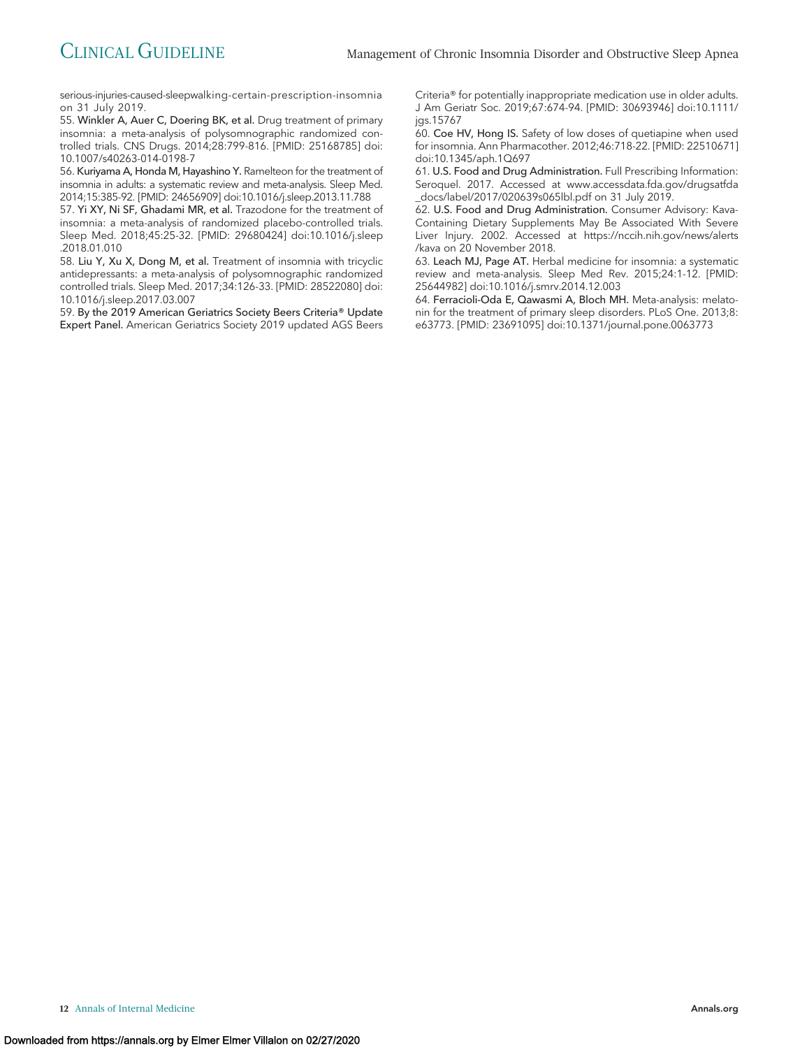serious-injuries-caused-sleepwalking-certain-prescription-insomnia on 31 July 2019.

55. **Winkler A, Auer C, Doering BK, et al.** Drug treatment of primary insomnia: a meta-analysis of polysomnographic randomized controlled trials. CNS Drugs. 2014;28:799-816. [PMID: 25168785] doi:10.1007/s40263-014-0198-7

56. **Kuriyama A, Honda M, Hayashino Y.** Ramelteon for the treatment of insomnia in adults: a systematic review and meta-analysis. Sleep Med. 2014;15:385-92. [PMID: 24656909] doi:10.1016/j.sleep.2013.11.788

57. **Yi XY, Ni SF, Ghadami MR, et al.** Trazodone for the treatment of insomnia: a meta-analysis of randomized placebo-controlled trials. Sleep Med. 2018;45:25-32. [PMID: 29680424] doi:10.1016/j.sleep.2018.01.010

58. **Liu Y, Xu X, Dong M, et al.** Treatment of insomnia with tricyclic antidepressants: a meta-analysis of polysomnographic randomized controlled trials. Sleep Med. 2017;34:126-33. [PMID: 28522080] doi:10.1016/j.sleep.2017.03.007

59. **By the 2019 American Geriatrics Society Beers Criteria® Update Expert Panel.** American Geriatrics Society 2019 updated AGS Beers Criteria® for potentially inappropriate medication use in older adults. J Am Geriatr Soc. 2019;67:674-94. [PMID: 30693946] doi:10.1111/jgs.15767

60. **Coe HV, Hong IS.** Safety of low doses of quetiapine when used for insomnia. Ann Pharmacother. 2012;46:718-22. [PMID: 22510671] doi:10.1345/aph.1Q697

61. **U.S. Food and Drug Administration.** Full Prescribing Information: Seroquel. 2017. Accessed at www.accessdata.fda.gov/drugsatfda_docs/label/2017/020639s065lbl.pdf on 31 July 2019.

62. **U.S. Food and Drug Administration.** Consumer Advisory: Kava-Containing Dietary Supplements May Be Associated With Severe Liver Injury. 2002. Accessed at https://nccih.nih.gov/news/alerts/kava on 20 November 2018.

63. **Leach MJ, Page AT.** Herbal medicine for insomnia: a systematic review and meta-analysis. Sleep Med Rev. 2015;24:1-12. [PMID: 25644982] doi:10.1016/j.smrv.2014.12.003

64. **Ferracioli-Oda E, Qawasmi A, Bloch MH.** Meta-analysis: melatonin for the treatment of primary sleep disorders. PLoS One. 2013;8:e63773. [PMID: 23691095] doi:10.1371/journal.pone.0063773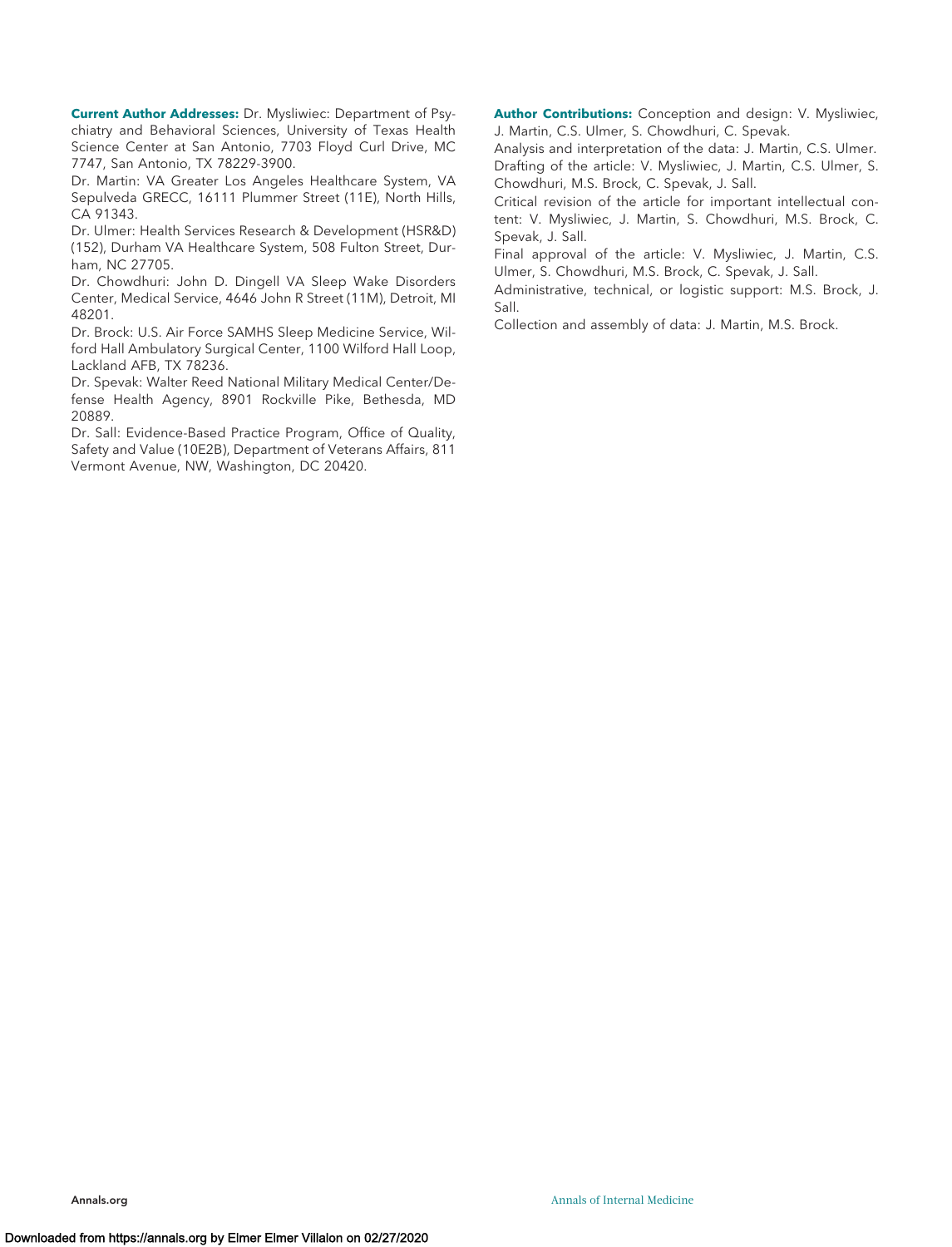**Current Author Addresses:** Dr. Mysliwiec: Department of Psychiatry and Behavioral Sciences, University of Texas Health Science Center at San Antonio, 7703 Floyd Curl Drive, MC 7747, San Antonio, TX 78229-3900.

Dr. Martin: VA Greater Los Angeles Healthcare System, VA Sepulveda GRECC, 16111 Plummer Street (11E), North Hills, CA 91343.

Dr. Ulmer: Health Services Research & Development (HSR&D) (152), Durham VA Healthcare System, 508 Fulton Street, Durham, NC 27705.

Dr. Chowdhuri: John D. Dingell VA Sleep Wake Disorders Center, Medical Service, 4646 John R Street (11M), Detroit, MI 48201.

Dr. Brock: U.S. Air Force SAMHS Sleep Medicine Service, Wilford Hall Ambulatory Surgical Center, 1100 Wilford Hall Loop, Lackland AFB, TX 78236.

Dr. Spevak: Walter Reed National Military Medical Center/Defense Health Agency, 8901 Rockville Pike, Bethesda, MD 20889.

Dr. Sall: Evidence-Based Practice Program, Office of Quality, Safety and Value (10E2B), Department of Veterans Affairs, 811 Vermont Avenue, NW, Washington, DC 20420.

**Author Contributions:** Conception and design: V. Mysliwiec, J. Martin, C.S. Ulmer, S. Chowdhuri, C. Spevak.

Analysis and interpretation of the data: J. Martin, C.S. Ulmer.

Drafting of the article: V. Mysliwiec, J. Martin, C.S. Ulmer, S. Chowdhuri, M.S. Brock, C. Spevak, J. Sall.

Critical revision of the article for important intellectual content: V. Mysliwiec, J. Martin, S. Chowdhuri, M.S. Brock, C. Spevak, J. Sall.

Final approval of the article: V. Mysliwiec, J. Martin, C.S. Ulmer, S. Chowdhuri, M.S. Brock, C. Spevak, J. Sall.

Administrative, technical, or logistic support: M.S. Brock, J. Sall.

Collection and assembly of data: J. Martin, M.S. Brock.